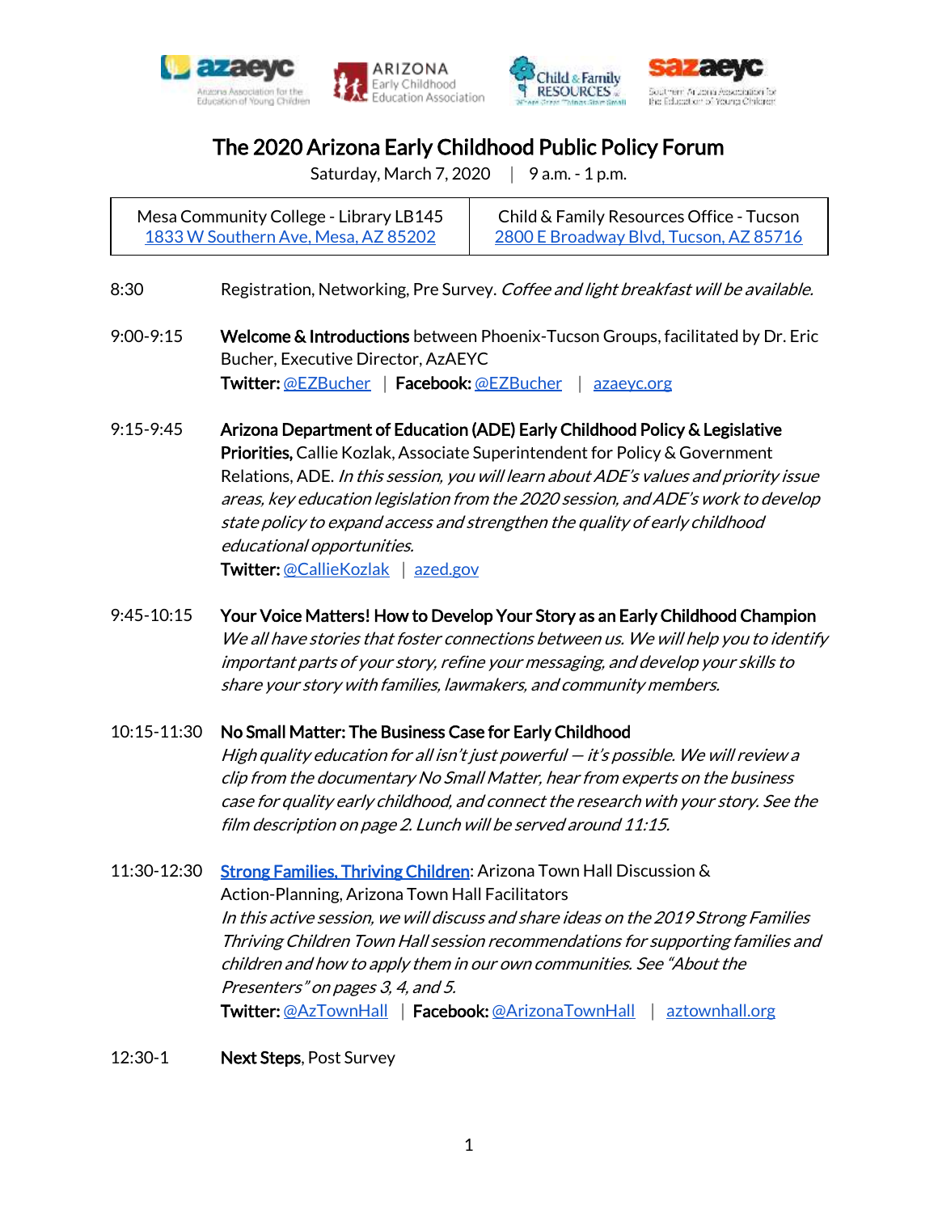# The 2020 Arizona Early Childhood Public Policy Forum

Saturday, March 7, 2020 | 9 a.m. - 1 p.m.

| Mesa Community College - Library LB145<br>1833 W Southern Ave, Mesa, AZ 85202 | Child & Family Resources Office - Tucson<br>2800 E Broadway Blvd, Tucson, AZ 85716 |
|---|---|

8:30 Registration, Networking, Pre Survey. *Coffee and light breakfast will be available.*

9:00-9:15 **Welcome & Introductions** between Phoenix-Tucson Groups, facilitated by Dr. Eric Bucher, Executive Director, AzAEYC
**Twitter:** @EZBucher | **Facebook:** @EZBucher | azaeyc.org

9:15-9:45 **Arizona Department of Education (ADE) Early Childhood Policy & Legislative Priorities,** Callie Kozlak, Associate Superintendent for Policy & Government Relations, ADE. *In this session, you will learn about ADE's values and priority issue areas, key education legislation from the 2020 session, and ADE's work to develop state policy to expand access and strengthen the quality of early childhood educational opportunities.*
**Twitter:** @CallieKozlak | azed.gov

9:45-10:15 **Your Voice Matters! How to Develop Your Story as an Early Childhood Champion**
*We all have stories that foster connections between us. We will help you to identify important parts of your story, refine your messaging, and develop your skills to share your story with families, lawmakers, and community members.*

10:15-11:30 **No Small Matter: The Business Case for Early Childhood**
*High quality education for all isn't just powerful — it's possible. We will review a clip from the documentary No Small Matter, hear from experts on the business case for quality early childhood, and connect the research with your story. See the film description on page 2. Lunch will be served around 11:15.*

11:30-12:30 **Strong Families, Thriving Children**: Arizona Town Hall Discussion & Action-Planning, Arizona Town Hall Facilitators
*In this active session, we will discuss and share ideas on the 2019 Strong Families Thriving Children Town Hall session recommendations for supporting families and children and how to apply them in our own communities. See "About the Presenters" on pages 3, 4, and 5.*
**Twitter:** @AzTownHall | **Facebook:** @ArizonaTownHall | aztownhall.org

12:30-1 **Next Steps**, Post Survey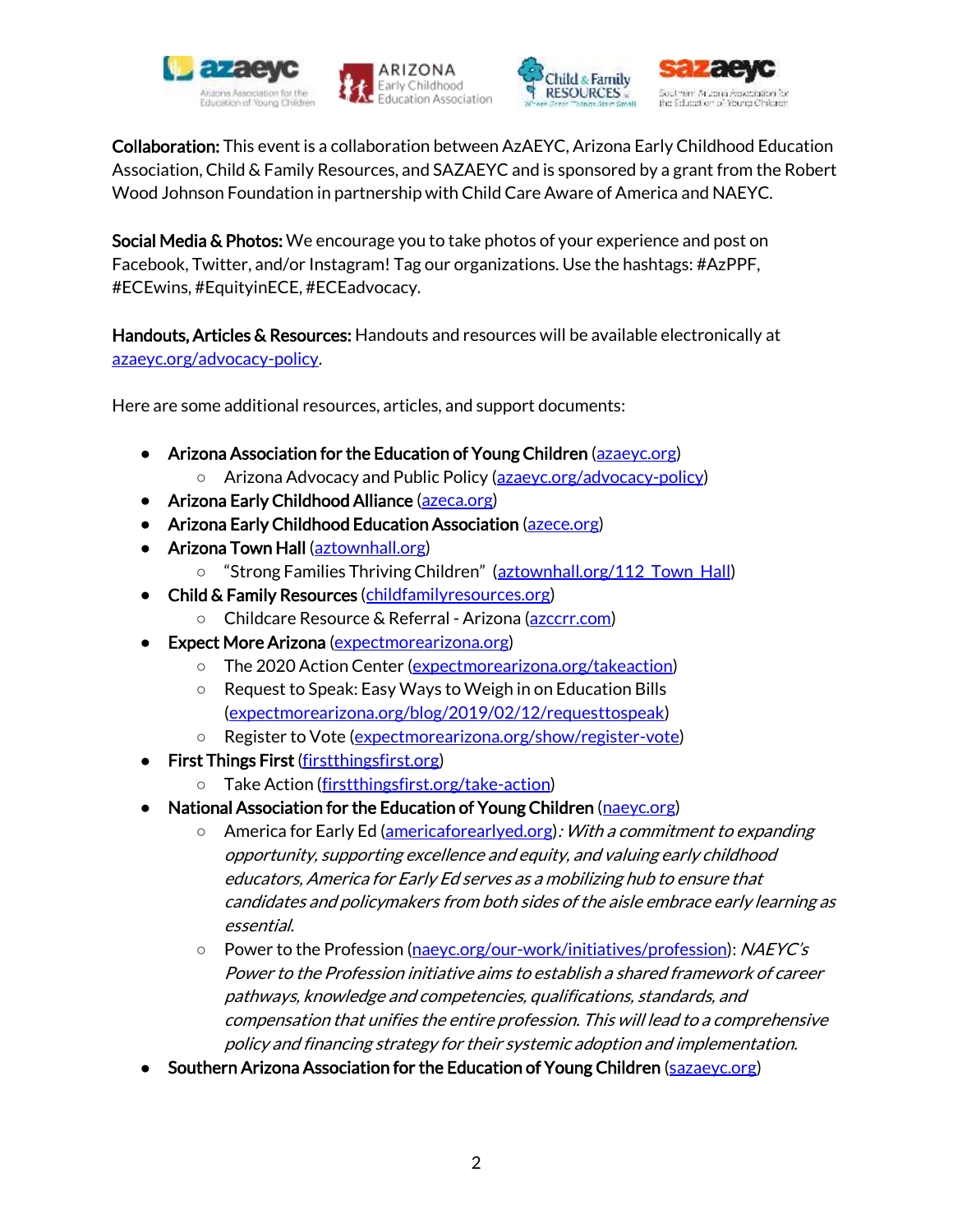**Collaboration:** This event is a collaboration between AzAEYC, Arizona Early Childhood Education Association, Child & Family Resources, and SAZAEYC and is sponsored by a grant from the Robert Wood Johnson Foundation in partnership with Child Care Aware of America and NAEYC.

**Social Media & Photos:** We encourage you to take photos of your experience and post on Facebook, Twitter, and/or Instagram! Tag our organizations. Use the hashtags: #AzPPF, #ECEwins, #EquityinECE, #ECEadvocacy.

**Handouts, Articles & Resources:** Handouts and resources will be available electronically at azaeyc.org/advocacy-policy.

Here are some additional resources, articles, and support documents:

- **Arizona Association for the Education of Young Children** (azaeyc.org)
  - Arizona Advocacy and Public Policy (azaeyc.org/advocacy-policy)
- **Arizona Early Childhood Alliance** (azeca.org)
- **Arizona Early Childhood Education Association** (azece.org)
- **Arizona Town Hall** (aztownhall.org)
  - "Strong Families Thriving Children" (aztownhall.org/112_Town_Hall)
- **Child & Family Resources** (childfamilyresources.org)
  - Childcare Resource & Referral - Arizona (azccrr.com)
- **Expect More Arizona** (expectmorearizona.org)
  - The 2020 Action Center (expectmorearizona.org/takeaction)
  - Request to Speak: Easy Ways to Weigh in on Education Bills (expectmorearizona.org/blog/2019/02/12/requesttospeak)
  - Register to Vote (expectmorearizona.org/show/register-vote)
- **First Things First** (firstthingsfirst.org)
  - Take Action (firstthingsfirst.org/take-action)
- **National Association for the Education of Young Children** (naeyc.org)
  - America for Early Ed (americaforearlyed.org): *With a commitment to expanding opportunity, supporting excellence and equity, and valuing early childhood educators, America for Early Ed serves as a mobilizing hub to ensure that candidates and policymakers from both sides of the aisle embrace early learning as essential.*
  - Power to the Profession (naeyc.org/our-work/initiatives/profession): *NAEYC's Power to the Profession initiative aims to establish a shared framework of career pathways, knowledge and competencies, qualifications, standards, and compensation that unifies the entire profession. This will lead to a comprehensive policy and financing strategy for their systemic adoption and implementation.*
- **Southern Arizona Association for the Education of Young Children** (sazaeyc.org)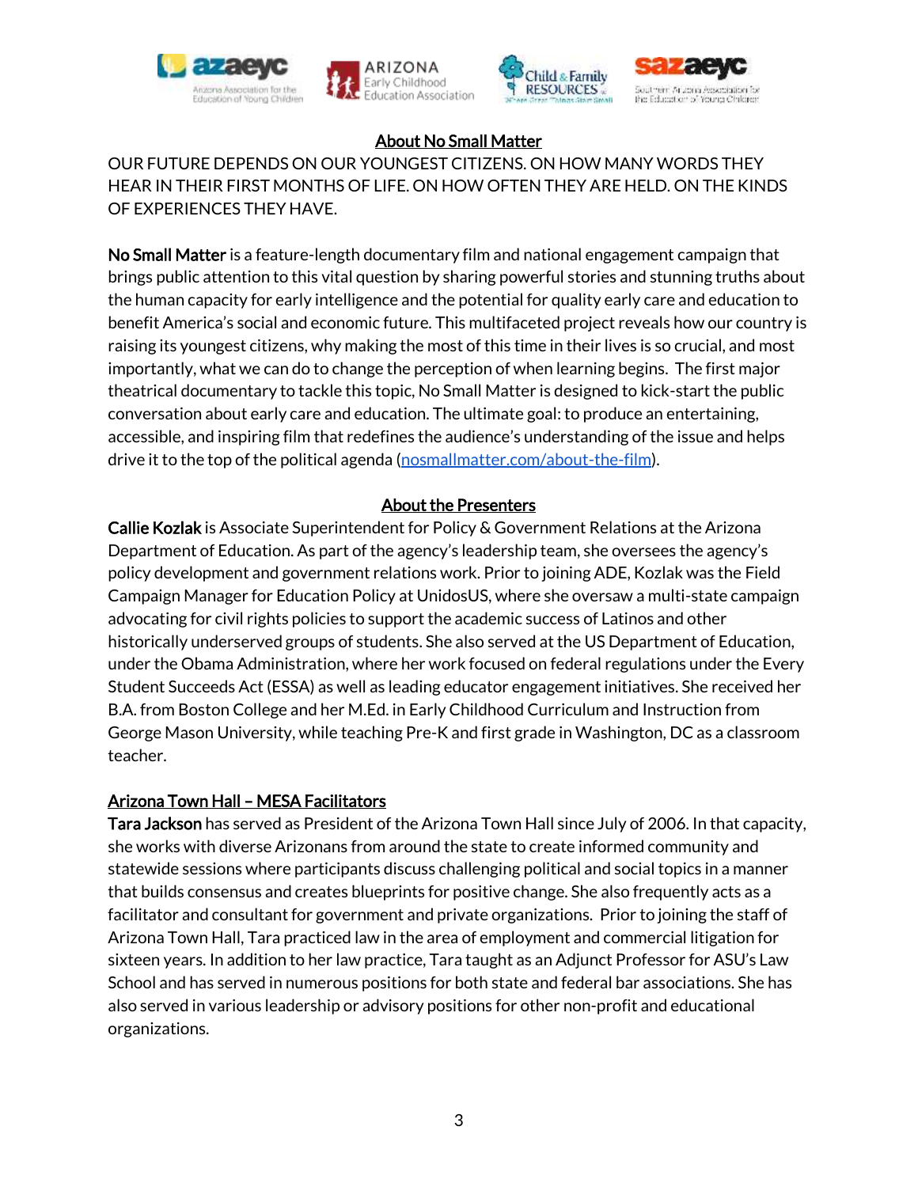## About No Small Matter

OUR FUTURE DEPENDS ON OUR YOUNGEST CITIZENS. ON HOW MANY WORDS THEY HEAR IN THEIR FIRST MONTHS OF LIFE. ON HOW OFTEN THEY ARE HELD. ON THE KINDS OF EXPERIENCES THEY HAVE.

**No Small Matter** is a feature-length documentary film and national engagement campaign that brings public attention to this vital question by sharing powerful stories and stunning truths about the human capacity for early intelligence and the potential for quality early care and education to benefit America's social and economic future. This multifaceted project reveals how our country is raising its youngest citizens, why making the most of this time in their lives is so crucial, and most importantly, what we can do to change the perception of when learning begins. The first major theatrical documentary to tackle this topic, No Small Matter is designed to kick-start the public conversation about early care and education. The ultimate goal: to produce an entertaining, accessible, and inspiring film that redefines the audience's understanding of the issue and helps drive it to the top of the political agenda (nosmallmatter.com/about-the-film).

## About the Presenters

**Callie Kozlak** is Associate Superintendent for Policy & Government Relations at the Arizona Department of Education. As part of the agency's leadership team, she oversees the agency's policy development and government relations work. Prior to joining ADE, Kozlak was the Field Campaign Manager for Education Policy at UnidosUS, where she oversaw a multi-state campaign advocating for civil rights policies to support the academic success of Latinos and other historically underserved groups of students. She also served at the US Department of Education, under the Obama Administration, where her work focused on federal regulations under the Every Student Succeeds Act (ESSA) as well as leading educator engagement initiatives. She received her B.A. from Boston College and her M.Ed. in Early Childhood Curriculum and Instruction from George Mason University, while teaching Pre-K and first grade in Washington, DC as a classroom teacher.

### Arizona Town Hall – MESA Facilitators

**Tara Jackson** has served as President of the Arizona Town Hall since July of 2006. In that capacity, she works with diverse Arizonans from around the state to create informed community and statewide sessions where participants discuss challenging political and social topics in a manner that builds consensus and creates blueprints for positive change. She also frequently acts as a facilitator and consultant for government and private organizations. Prior to joining the staff of Arizona Town Hall, Tara practiced law in the area of employment and commercial litigation for sixteen years. In addition to her law practice, Tara taught as an Adjunct Professor for ASU's Law School and has served in numerous positions for both state and federal bar associations. She has also served in various leadership or advisory positions for other non-profit and educational organizations.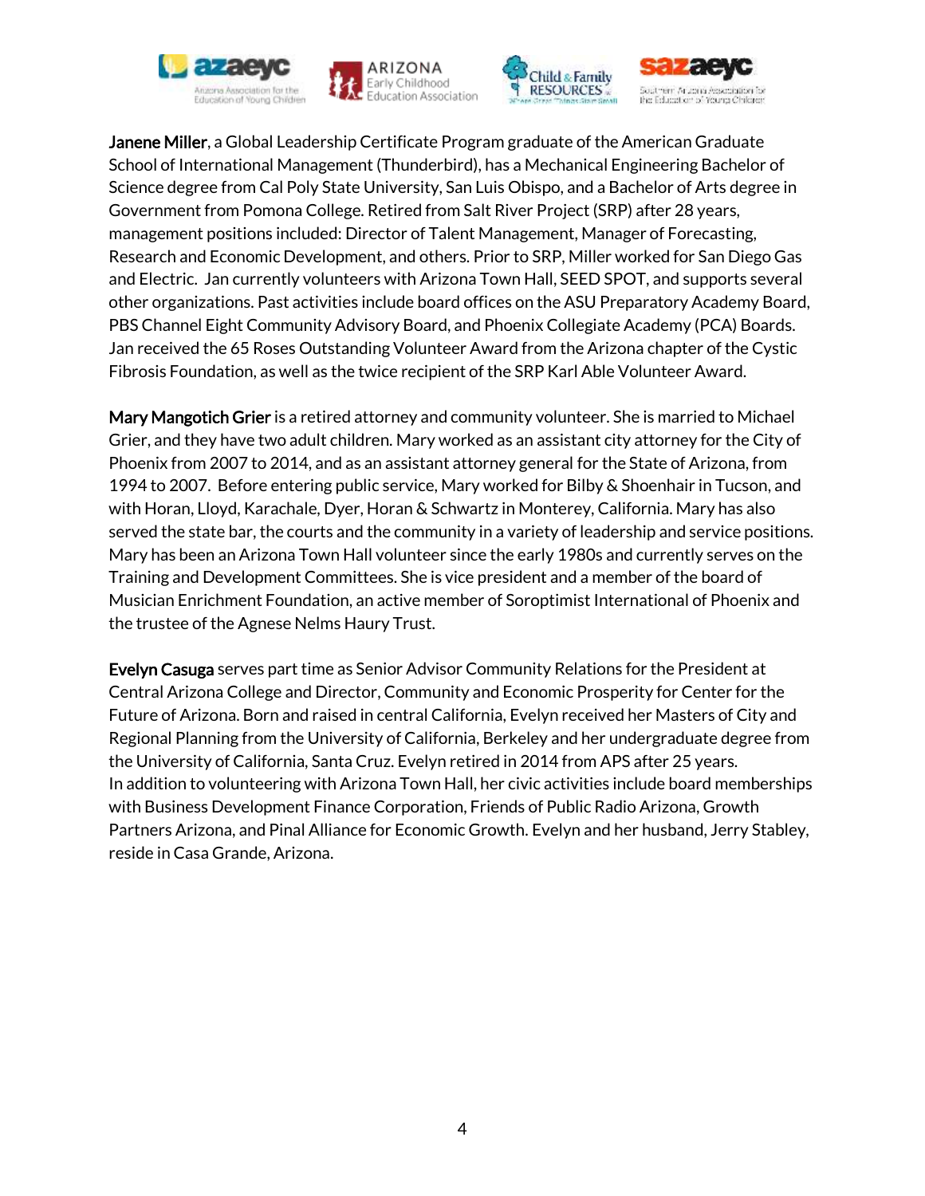**Janene Miller**, a Global Leadership Certificate Program graduate of the American Graduate School of International Management (Thunderbird), has a Mechanical Engineering Bachelor of Science degree from Cal Poly State University, San Luis Obispo, and a Bachelor of Arts degree in Government from Pomona College. Retired from Salt River Project (SRP) after 28 years, management positions included: Director of Talent Management, Manager of Forecasting, Research and Economic Development, and others. Prior to SRP, Miller worked for San Diego Gas and Electric. Jan currently volunteers with Arizona Town Hall, SEED SPOT, and supports several other organizations. Past activities include board offices on the ASU Preparatory Academy Board, PBS Channel Eight Community Advisory Board, and Phoenix Collegiate Academy (PCA) Boards. Jan received the 65 Roses Outstanding Volunteer Award from the Arizona chapter of the Cystic Fibrosis Foundation, as well as the twice recipient of the SRP Karl Able Volunteer Award.

**Mary Mangotich Grier** is a retired attorney and community volunteer. She is married to Michael Grier, and they have two adult children. Mary worked as an assistant city attorney for the City of Phoenix from 2007 to 2014, and as an assistant attorney general for the State of Arizona, from 1994 to 2007. Before entering public service, Mary worked for Bilby & Shoenhair in Tucson, and with Horan, Lloyd, Karachale, Dyer, Horan & Schwartz in Monterey, California. Mary has also served the state bar, the courts and the community in a variety of leadership and service positions. Mary has been an Arizona Town Hall volunteer since the early 1980s and currently serves on the Training and Development Committees. She is vice president and a member of the board of Musician Enrichment Foundation, an active member of Soroptimist International of Phoenix and the trustee of the Agnese Nelms Haury Trust.

**Evelyn Casuga** serves part time as Senior Advisor Community Relations for the President at Central Arizona College and Director, Community and Economic Prosperity for Center for the Future of Arizona. Born and raised in central California, Evelyn received her Masters of City and Regional Planning from the University of California, Berkeley and her undergraduate degree from the University of California, Santa Cruz. Evelyn retired in 2014 from APS after 25 years. In addition to volunteering with Arizona Town Hall, her civic activities include board memberships with Business Development Finance Corporation, Friends of Public Radio Arizona, Growth Partners Arizona, and Pinal Alliance for Economic Growth. Evelyn and her husband, Jerry Stabley, reside in Casa Grande, Arizona.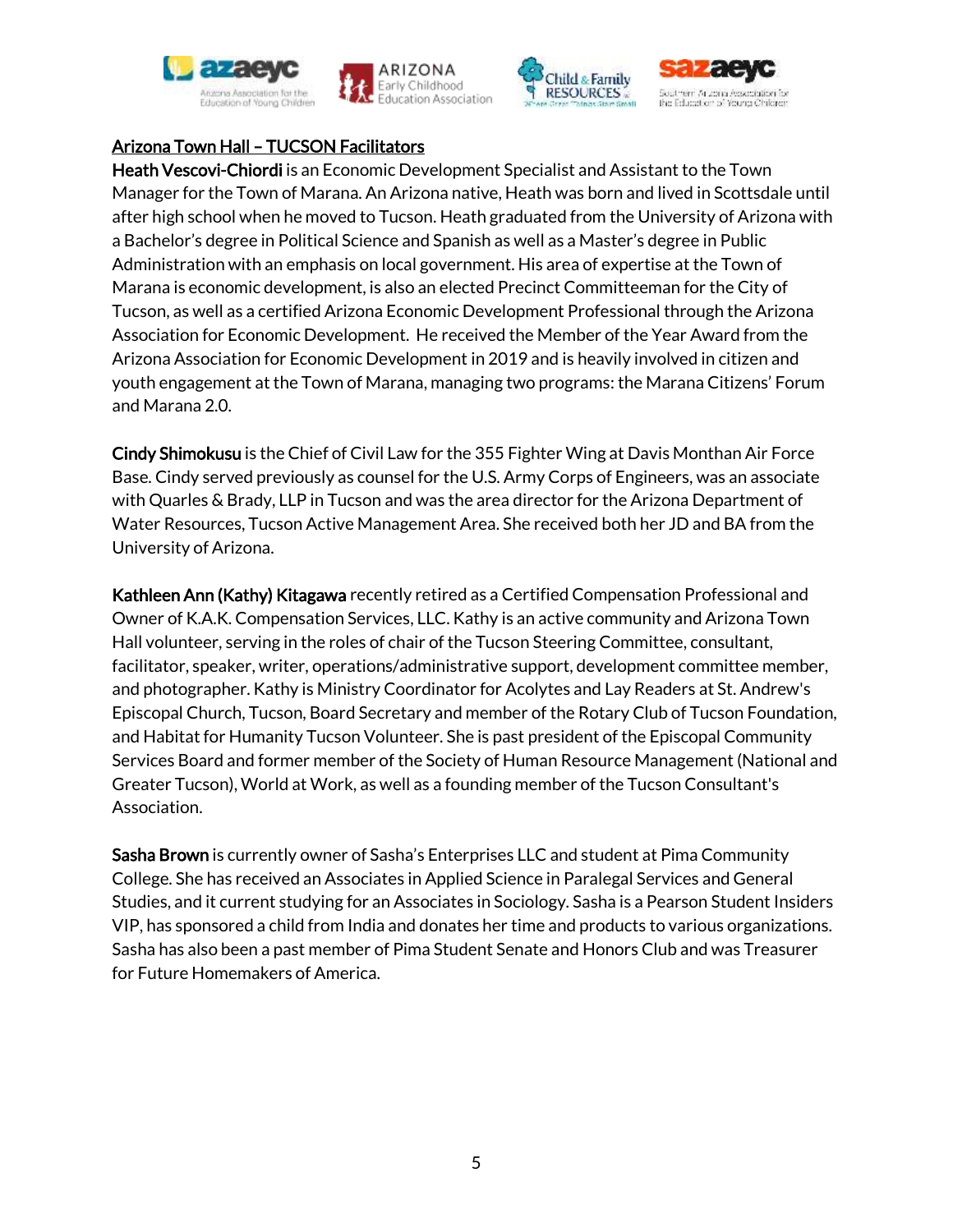## Arizona Town Hall – TUCSON Facilitators

**Heath Vescovi-Chiordi** is an Economic Development Specialist and Assistant to the Town Manager for the Town of Marana. An Arizona native, Heath was born and lived in Scottsdale until after high school when he moved to Tucson. Heath graduated from the University of Arizona with a Bachelor's degree in Political Science and Spanish as well as a Master's degree in Public Administration with an emphasis on local government. His area of expertise at the Town of Marana is economic development, is also an elected Precinct Committeeman for the City of Tucson, as well as a certified Arizona Economic Development Professional through the Arizona Association for Economic Development. He received the Member of the Year Award from the Arizona Association for Economic Development in 2019 and is heavily involved in citizen and youth engagement at the Town of Marana, managing two programs: the Marana Citizens' Forum and Marana 2.0.

**Cindy Shimokusu** is the Chief of Civil Law for the 355 Fighter Wing at Davis Monthan Air Force Base. Cindy served previously as counsel for the U.S. Army Corps of Engineers, was an associate with Quarles & Brady, LLP in Tucson and was the area director for the Arizona Department of Water Resources, Tucson Active Management Area. She received both her JD and BA from the University of Arizona.

**Kathleen Ann (Kathy) Kitagawa** recently retired as a Certified Compensation Professional and Owner of K.A.K. Compensation Services, LLC. Kathy is an active community and Arizona Town Hall volunteer, serving in the roles of chair of the Tucson Steering Committee, consultant, facilitator, speaker, writer, operations/administrative support, development committee member, and photographer. Kathy is Ministry Coordinator for Acolytes and Lay Readers at St. Andrew's Episcopal Church, Tucson, Board Secretary and member of the Rotary Club of Tucson Foundation, and Habitat for Humanity Tucson Volunteer. She is past president of the Episcopal Community Services Board and former member of the Society of Human Resource Management (National and Greater Tucson), World at Work, as well as a founding member of the Tucson Consultant's Association.

**Sasha Brown** is currently owner of Sasha's Enterprises LLC and student at Pima Community College. She has received an Associates in Applied Science in Paralegal Services and General Studies, and it current studying for an Associates in Sociology. Sasha is a Pearson Student Insiders VIP, has sponsored a child from India and donates her time and products to various organizations. Sasha has also been a past member of Pima Student Senate and Honors Club and was Treasurer for Future Homemakers of America.